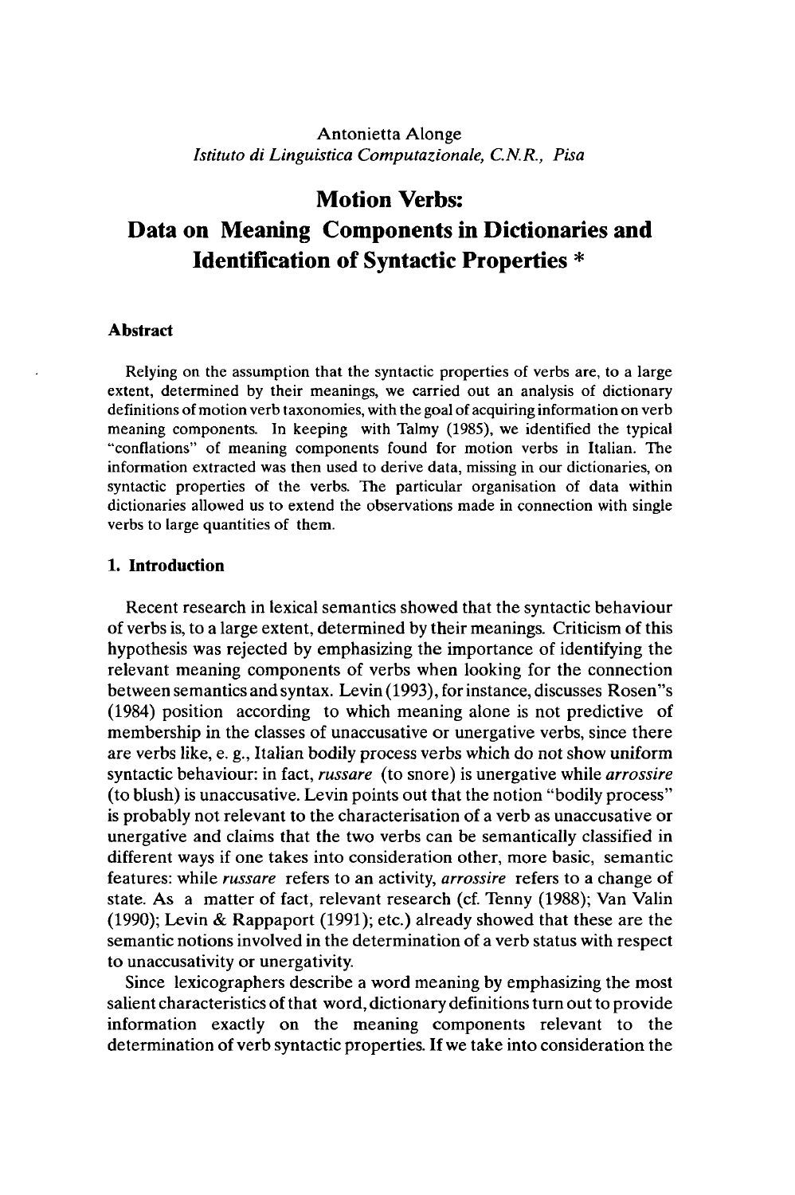Antonietta Alonge
*Istituto di Linguistica Computazionale, C.N.R., Pisa*

# Motion Verbs: Data on Meaning Components in Dictionaries and Identification of Syntactic Properties *

## Abstract

Relying on the assumption that the syntactic properties of verbs are, to a large extent, determined by their meanings, we carried out an analysis of dictionary definitions of motion verb taxonomies, with the goal of acquiring information on verb meaning components. In keeping with Talmy (1985), we identified the typical "conflations" of meaning components found for motion verbs in Italian. The information extracted was then used to derive data, missing in our dictionaries, on syntactic properties of the verbs. The particular organisation of data within dictionaries allowed us to extend the observations made in connection with single verbs to large quantities of them.

## 1. Introduction

Recent research in lexical semantics showed that the syntactic behaviour of verbs is, to a large extent, determined by their meanings. Criticism of this hypothesis was rejected by emphasizing the importance of identifying the relevant meaning components of verbs when looking for the connection between semantics and syntax. Levin (1993), for instance, discusses Rosen"s (1984) position according to which meaning alone is not predictive of membership in the classes of unaccusative or unergative verbs, since there are verbs like, e. g., Italian bodily process verbs which do not show uniform syntactic behaviour: in fact, *russare* (to snore) is unergative while *arrossire* (to blush) is unaccusative. Levin points out that the notion "bodily process" is probably not relevant to the characterisation of a verb as unaccusative or unergative and claims that the two verbs can be semantically classified in different ways if one takes into consideration other, more basic, semantic features: while *russare* refers to an activity, *arrossire* refers to a change of state. As a matter of fact, relevant research (cf. Tenny (1988); Van Valin (1990); Levin & Rappaport (1991); etc.) already showed that these are the semantic notions involved in the determination of a verb status with respect to unaccusativity or unergativity.

Since lexicographers describe a word meaning by emphasizing the most salient characteristics of that word, dictionary definitions turn out to provide information exactly on the meaning components relevant to the determination of verb syntactic properties. If we take into consideration the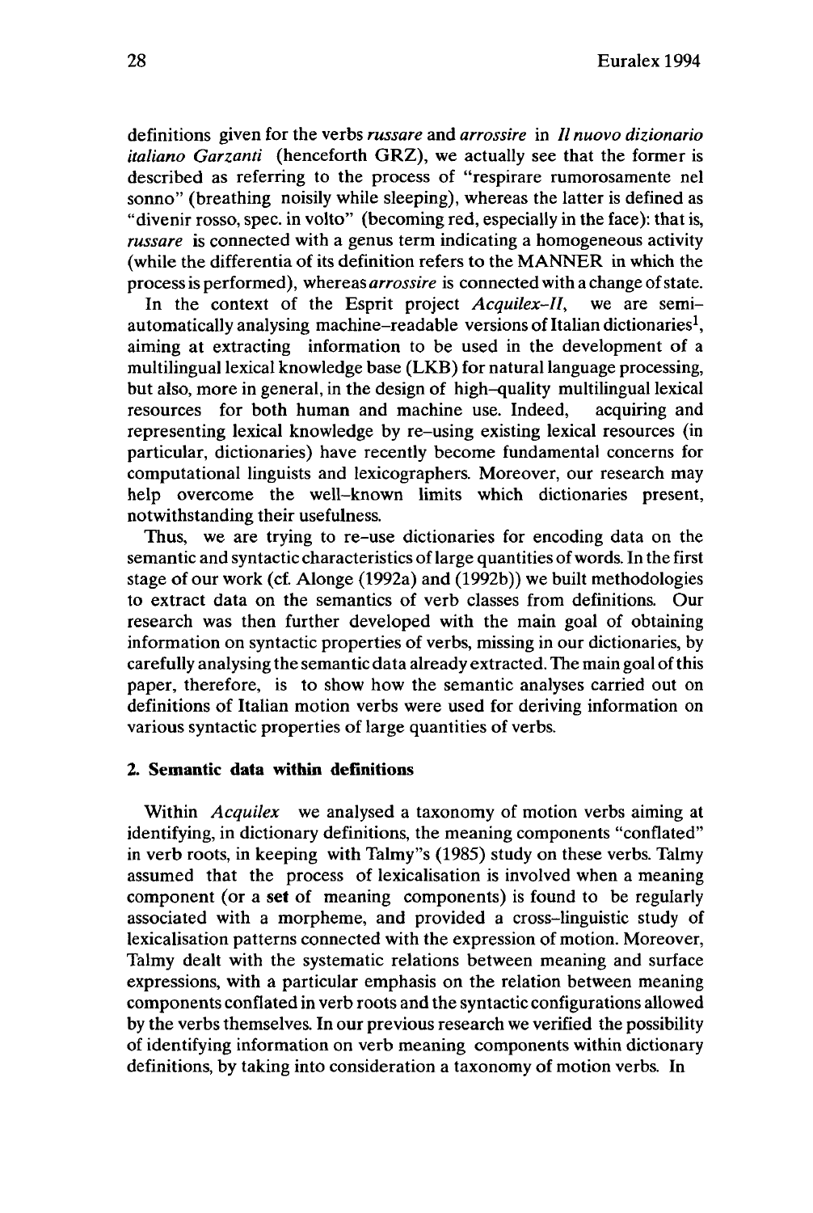definitions given for the verbs *russare* and *arrossire* in *Il nuovo dizionario italiano Garzanti* (henceforth GRZ), we actually see that the former is described as referring to the process of "respirare rumorosamente nel sonno" (breathing noisily while sleeping), whereas the latter is defined as "divenir rosso, spec. in volto" (becoming red, especially in the face): that is, *russare* is connected with a genus term indicating a homogeneous activity (while the differentia of its definition refers to the MANNER in which the process is performed), whereas *arrossire* is connected with a change of state.

In the context of the Esprit project *Acquilex-II*, we are semi-automatically analysing machine-readable versions of Italian dictionaries[1], aiming at extracting information to be used in the development of a multilingual lexical knowledge base (LKB) for natural language processing, but also, more in general, in the design of high-quality multilingual lexical resources for both human and machine use. Indeed, acquiring and representing lexical knowledge by re-using existing lexical resources (in particular, dictionaries) have recently become fundamental concerns for computational linguists and lexicographers. Moreover, our research may help overcome the well-known limits which dictionaries present, notwithstanding their usefulness.

Thus, we are trying to re-use dictionaries for encoding data on the semantic and syntactic characteristics of large quantities of words. In the first stage of our work (cf. Alonge (1992a) and (1992b)) we built methodologies to extract data on the semantics of verb classes from definitions. Our research was then further developed with the main goal of obtaining information on syntactic properties of verbs, missing in our dictionaries, by carefully analysing the semantic data already extracted. The main goal of this paper, therefore, is to show how the semantic analyses carried out on definitions of Italian motion verbs were used for deriving information on various syntactic properties of large quantities of verbs.

## 2. Semantic data within definitions

Within *Acquilex* we analysed a taxonomy of motion verbs aiming at identifying, in dictionary definitions, the meaning components "conflated" in verb roots, in keeping with Talmy"s (1985) study on these verbs. Talmy assumed that the process of lexicalisation is involved when a meaning component (or a **set** of meaning components) is found to be regularly associated with a morpheme, and provided a cross-linguistic study of lexicalisation patterns connected with the expression of motion. Moreover, Talmy dealt with the systematic relations between meaning and surface expressions, with a particular emphasis on the relation between meaning components conflated in verb roots and the syntactic configurations allowed by the verbs themselves. In our previous research we verified the possibility of identifying information on verb meaning components within dictionary definitions, by taking into consideration a taxonomy of motion verbs. In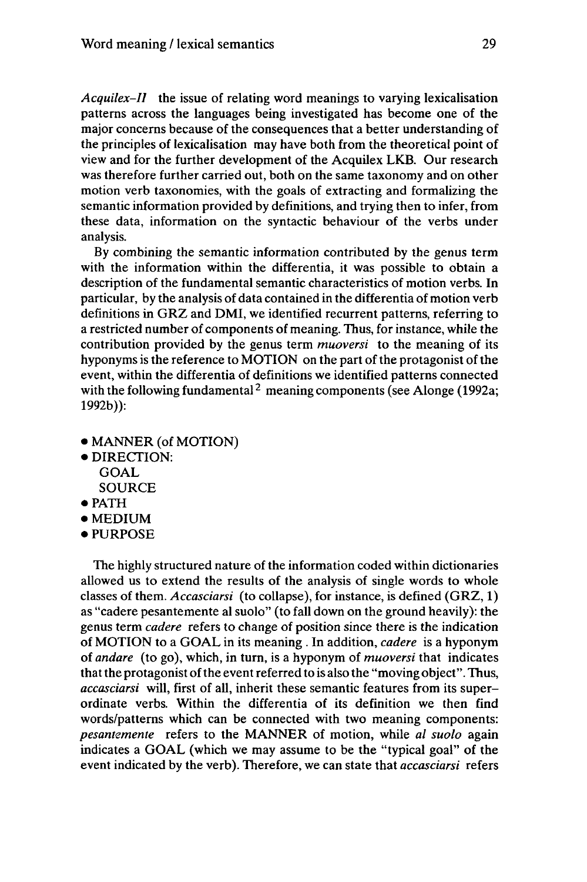*Acquilex–II* the issue of relating word meanings to varying lexicalisation patterns across the languages being investigated has become one of the major concerns because of the consequences that a better understanding of the principles of lexicalisation may have both from the theoretical point of view and for the further development of the Acquilex LKB. Our research was therefore further carried out, both on the same taxonomy and on other motion verb taxonomies, with the goals of extracting and formalizing the semantic information provided by definitions, and trying then to infer, from these data, information on the syntactic behaviour of the verbs under analysis.

By combining the semantic information contributed by the genus term with the information within the differentia, it was possible to obtain a description of the fundamental semantic characteristics of motion verbs. In particular, by the analysis of data contained in the differentia of motion verb definitions in GRZ and DMI, we identified recurrent patterns, referring to a restricted number of components of meaning. Thus, for instance, while the contribution provided by the genus term *muoversi* to the meaning of its hyponyms is the reference to MOTION on the part of the protagonist of the event, within the differentia of definitions we identified patterns connected with the following fundamental[2] meaning components (see Alonge (1992a; 1992b)):

- MANNER (of MOTION)
- DIRECTION:
  - GOAL
  - SOURCE
- PATH
- MEDIUM
- PURPOSE

The highly structured nature of the information coded within dictionaries allowed us to extend the results of the analysis of single words to whole classes of them. *Accasciarsi* (to collapse), for instance, is defined (GRZ, 1) as "cadere pesantemente al suolo" (to fall down on the ground heavily): the genus term *cadere* refers to change of position since there is the indication of MOTION to a GOAL in its meaning . In addition, *cadere* is a hyponym of *andare* (to go), which, in turn, is a hyponym of *muoversi* that indicates that the protagonist of the event referred to is also the "moving object". Thus, *accasciarsi* will, first of all, inherit these semantic features from its superordinate verbs. Within the differentia of its definition we then find words/patterns which can be connected with two meaning components: *pesantemente* refers to the MANNER of motion, while *al suolo* again indicates a GOAL (which we may assume to be the "typical goal" of the event indicated by the verb). Therefore, we can state that *accasciarsi* refers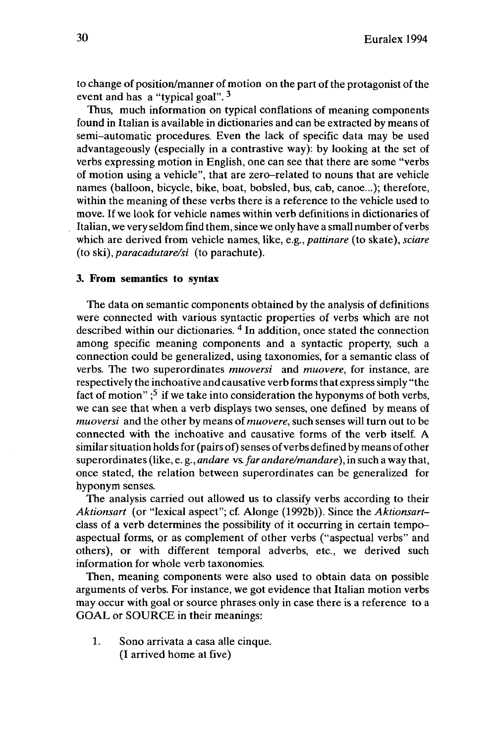to change of position/manner of motion on the part of the protagonist of the event and has a "typical goal". [3]

Thus, much information on typical conflations of meaning components found in Italian is available in dictionaries and can be extracted by means of semi–automatic procedures. Even the lack of specific data may be used advantageously (especially in a contrastive way): by looking at the set of verbs expressing motion in English, one can see that there are some "verbs of motion using a vehicle", that are zero–related to nouns that are vehicle names (balloon, bicycle, bike, boat, bobsled, bus, cab, canoe...); therefore, within the meaning of these verbs there is a reference to the vehicle used to move. If we look for vehicle names within verb definitions in dictionaries of Italian, we very seldom find them, since we only have a small number of verbs which are derived from vehicle names, like, e.g., *pattinare* (to skate), *sciare* (to ski), *paracadutare/si* (to parachute).

### 3. From semantics to syntax

The data on semantic components obtained by the analysis of definitions were connected with various syntactic properties of verbs which are not described within our dictionaries. [4] In addition, once stated the connection among specific meaning components and a syntactic property, such a connection could be generalized, using taxonomies, for a semantic class of verbs. The two superordinates *muoversi* and *muovere*, for instance, are respectively the inchoative and causative verb forms that express simply "the fact of motion" ;[5] if we take into consideration the hyponyms of both verbs, we can see that when a verb displays two senses, one defined by means of *muoversi* and the other by means of *muovere*, such senses will turn out to be connected with the inchoative and causative forms of the verb itself. A similar situation holds for (pairs of) senses of verbs defined by means of other superordinates (like, e. g., *andare* vs. *far andare/mandare*), in such a way that, once stated, the relation between superordinates can be generalized for hyponym senses.

The analysis carried out allowed us to classify verbs according to their *Aktionsart* (or "lexical aspect"; cf. Alonge (1992b)). Since the *Aktionsart*–class of a verb determines the possibility of it occurring in certain tempo–aspectual forms, or as complement of other verbs ("aspectual verbs" and others), or with different temporal adverbs, etc., we derived such information for whole verb taxonomies.

Then, meaning components were also used to obtain data on possible arguments of verbs. For instance, we got evidence that Italian motion verbs may occur with goal or source phrases only in case there is a reference to a GOAL or SOURCE in their meanings:

1. Sono arrivata a casa alle cinque.
   (I arrived home at five)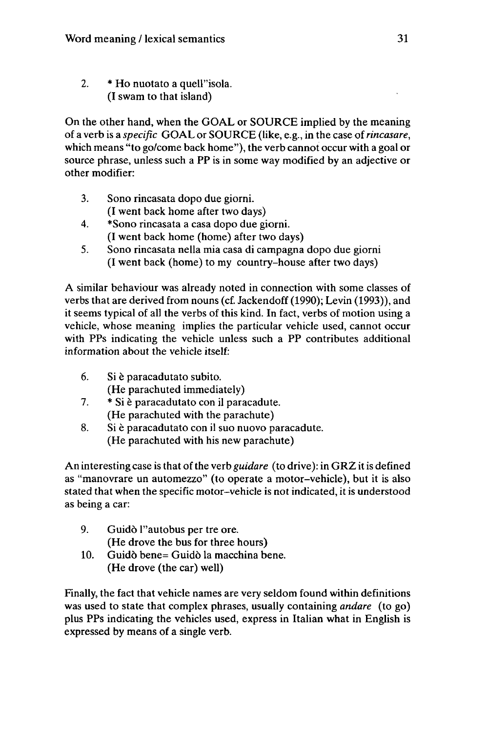2. * Ho nuotato a quell''isola.
   (I swam to that island)

On the other hand, when the GOAL or SOURCE implied by the meaning of a verb is a *specific* GOAL or SOURCE (like, e.g., in the case of *rincasare*, which means "to go/come back home"), the verb cannot occur with a goal or source phrase, unless such a PP is in some way modified by an adjective or other modifier:

3. Sono rincasata dopo due giorni.
   (I went back home after two days)
4. *Sono rincasata a casa dopo due giorni.
   (I went back home (home) after two days)
5. Sono rincasata nella mia casa di campagna dopo due giorni
   (I went back (home) to my country-house after two days)

A similar behaviour was already noted in connection with some classes of verbs that are derived from nouns (cf. Jackendoff (1990); Levin (1993)), and it seems typical of all the verbs of this kind. In fact, verbs of motion using a vehicle, whose meaning implies the particular vehicle used, cannot occur with PPs indicating the vehicle unless such a PP contributes additional information about the vehicle itself:

6. Si è paracadutato subito.
   (He parachuted immediately)
7. * Si è paracadutato con il paracadute.
   (He parachuted with the parachute)
8. Si è paracadutato con il suo nuovo paracadute.
   (He parachuted with his new parachute)

An interesting case is that of the verb *guidare* (to drive): in GRZ it is defined as "manovrare un automezzo" (to operate a motor-vehicle), but it is also stated that when the specific motor-vehicle is not indicated, it is understood as being a car:

9. Guidò l''autobus per tre ore.
   (He drove the bus for three hours)
10. Guidò bene= Guidò la macchina bene.
    (He drove (the car) well)

Finally, the fact that vehicle names are very seldom found within definitions was used to state that complex phrases, usually containing *andare* (to go) plus PPs indicating the vehicles used, express in Italian what in English is expressed by means of a single verb.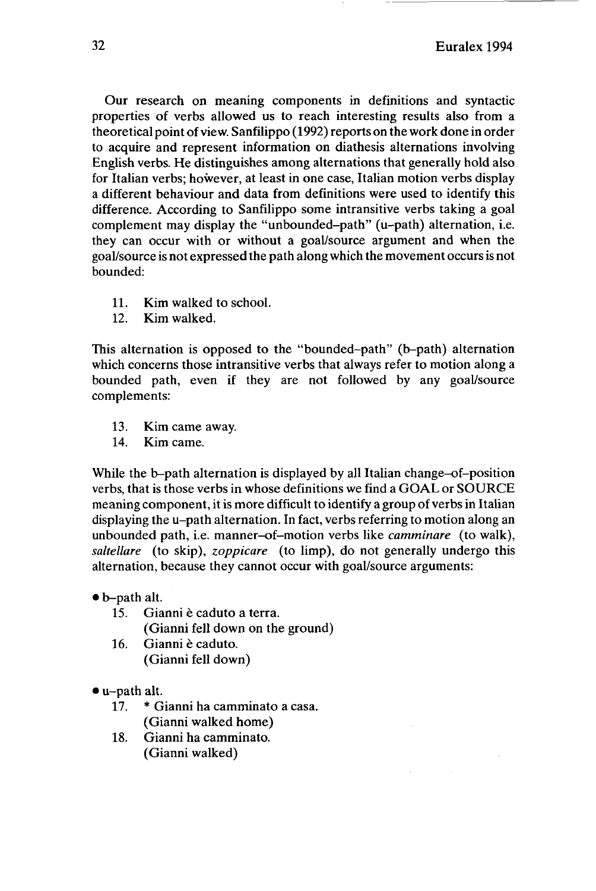Our research on meaning components in definitions and syntactic properties of verbs allowed us to reach interesting results also from a theoretical point of view. Sanfilippo (1992) reports on the work done in order to acquire and represent information on diathesis alternations involving English verbs. He distinguishes among alternations that generally hold also for Italian verbs; however, at least in one case, Italian motion verbs display a different behaviour and data from definitions were used to identify this difference. According to Sanfilippo some intransitive verbs taking a goal complement may display the "unbounded–path" (u–path) alternation, i.e. they can occur with or without a goal/source argument and when the goal/source is not expressed the path along which the movement occurs is not bounded:

11. Kim walked to school.
12. Kim walked.

This alternation is opposed to the "bounded–path" (b–path) alternation which concerns those intransitive verbs that always refer to motion along a bounded path, even if they are not followed by any goal/source complements:

13. Kim came away.
14. Kim came.

While the b–path alternation is displayed by all Italian change–of–position verbs, that is those verbs in whose definitions we find a GOAL or SOURCE meaning component, it is more difficult to identify a group of verbs in Italian displaying the u–path alternation. In fact, verbs referring to motion along an unbounded path, i.e. manner–of–motion verbs like *camminare* (to walk), *saltellare* (to skip), *zoppicare* (to limp), do not generally undergo this alternation, because they cannot occur with goal/source arguments:

- b–path alt.
  15. Gianni è caduto a terra.
      (Gianni fell down on the ground)
  16. Gianni è caduto.
      (Gianni fell down)

- u–path alt.
  17. * Gianni ha camminato a casa.
      (Gianni walked home)
  18. Gianni ha camminato.
      (Gianni walked)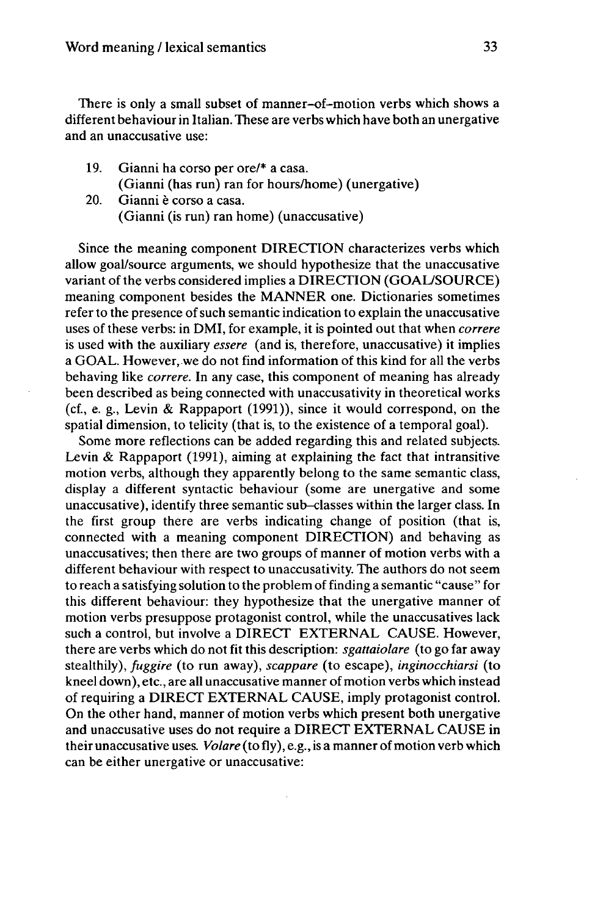There is only a small subset of manner–of–motion verbs which shows a different behaviour in Italian. These are verbs which have both an unergative and an unaccusative use:

19. Gianni ha corso per ore/* a casa.
    (Gianni (has run) ran for hours/home) (unergative)
20. Gianni è corso a casa.
    (Gianni (is run) ran home) (unaccusative)

Since the meaning component DIRECTION characterizes verbs which allow goal/source arguments, we should hypothesize that the unaccusative variant of the verbs considered implies a DIRECTION (GOAL/SOURCE) meaning component besides the MANNER one. Dictionaries sometimes refer to the presence of such semantic indication to explain the unaccusative uses of these verbs: in DMI, for example, it is pointed out that when *correre* is used with the auxiliary *essere* (and is, therefore, unaccusative) it implies a GOAL. However, we do not find information of this kind for all the verbs behaving like *correre*. In any case, this component of meaning has already been described as being connected with unaccusativity in theoretical works (cf., e. g., Levin & Rappaport (1991)), since it would correspond, on the spatial dimension, to telicity (that is, to the existence of a temporal goal).

Some more reflections can be added regarding this and related subjects. Levin & Rappaport (1991), aiming at explaining the fact that intransitive motion verbs, although they apparently belong to the same semantic class, display a different syntactic behaviour (some are unergative and some unaccusative), identify three semantic sub–classes within the larger class. In the first group there are verbs indicating change of position (that is, connected with a meaning component DIRECTION) and behaving as unaccusatives; then there are two groups of manner of motion verbs with a different behaviour with respect to unaccusativity. The authors do not seem to reach a satisfying solution to the problem of finding a semantic "cause" for this different behaviour: they hypothesize that the unergative manner of motion verbs presuppose protagonist control, while the unaccusatives lack such a control, but involve a DIRECT EXTERNAL CAUSE. However, there are verbs which do not fit this description: *sgattaiolare* (to go far away stealthily), *fuggire* (to run away), *scappare* (to escape), *inginocchiarsi* (to kneel down), etc., are all unaccusative manner of motion verbs which instead of requiring a DIRECT EXTERNAL CAUSE, imply protagonist control. On the other hand, manner of motion verbs which present both unergative and unaccusative uses do not require a DIRECT EXTERNAL CAUSE in their unaccusative uses. *Volare* (to fly), e.g., is a manner of motion verb which can be either unergative or unaccusative: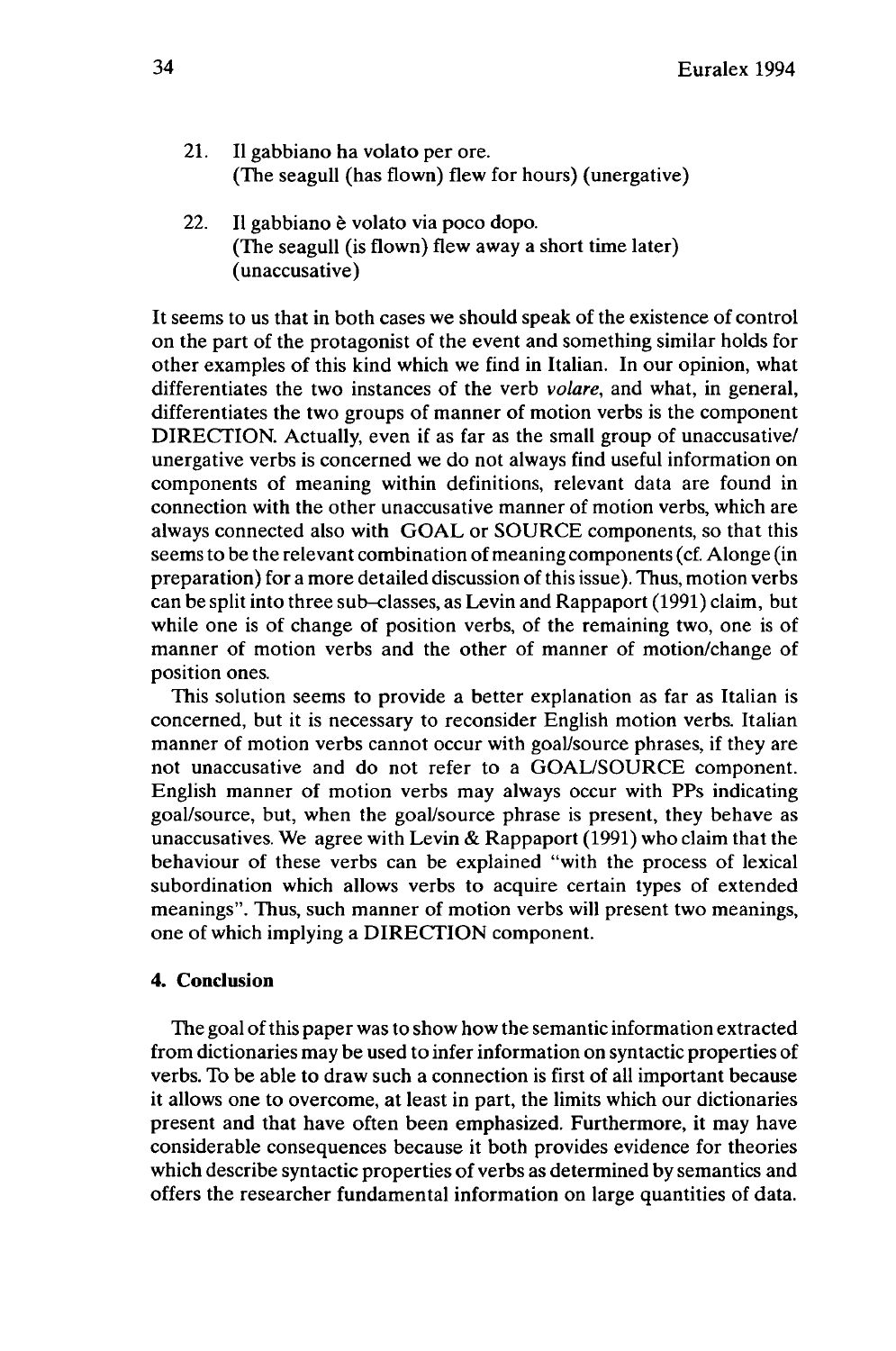21. Il gabbiano ha volato per ore.
    (The seagull (has flown) flew for hours) (unergative)

22. Il gabbiano è volato via poco dopo.
    (The seagull (is flown) flew away a short time later) (unaccusative)

It seems to us that in both cases we should speak of the existence of control on the part of the protagonist of the event and something similar holds for other examples of this kind which we find in Italian. In our opinion, what differentiates the two instances of the verb *volare*, and what, in general, differentiates the two groups of manner of motion verbs is the component DIRECTION. Actually, even if as far as the small group of unaccusative/unergative verbs is concerned we do not always find useful information on components of meaning within definitions, relevant data are found in connection with the other unaccusative manner of motion verbs, which are always connected also with GOAL or SOURCE components, so that this seems to be the relevant combination of meaning components (cf. Alonge (in preparation) for a more detailed discussion of this issue). Thus, motion verbs can be split into three sub-classes, as Levin and Rappaport (1991) claim, but while one is of change of position verbs, of the remaining two, one is of manner of motion verbs and the other of manner of motion/change of position ones.

This solution seems to provide a better explanation as far as Italian is concerned, but it is necessary to reconsider English motion verbs. Italian manner of motion verbs cannot occur with goal/source phrases, if they are not unaccusative and do not refer to a GOAL/SOURCE component. English manner of motion verbs may always occur with PPs indicating goal/source, but, when the goal/source phrase is present, they behave as unaccusatives. We agree with Levin & Rappaport (1991) who claim that the behaviour of these verbs can be explained "with the process of lexical subordination which allows verbs to acquire certain types of extended meanings". Thus, such manner of motion verbs will present two meanings, one of which implying a DIRECTION component.

## 4. Conclusion

The goal of this paper was to show how the semantic information extracted from dictionaries may be used to infer information on syntactic properties of verbs. To be able to draw such a connection is first of all important because it allows one to overcome, at least in part, the limits which our dictionaries present and that have often been emphasized. Furthermore, it may have considerable consequences because it both provides evidence for theories which describe syntactic properties of verbs as determined by semantics and offers the researcher fundamental information on large quantities of data.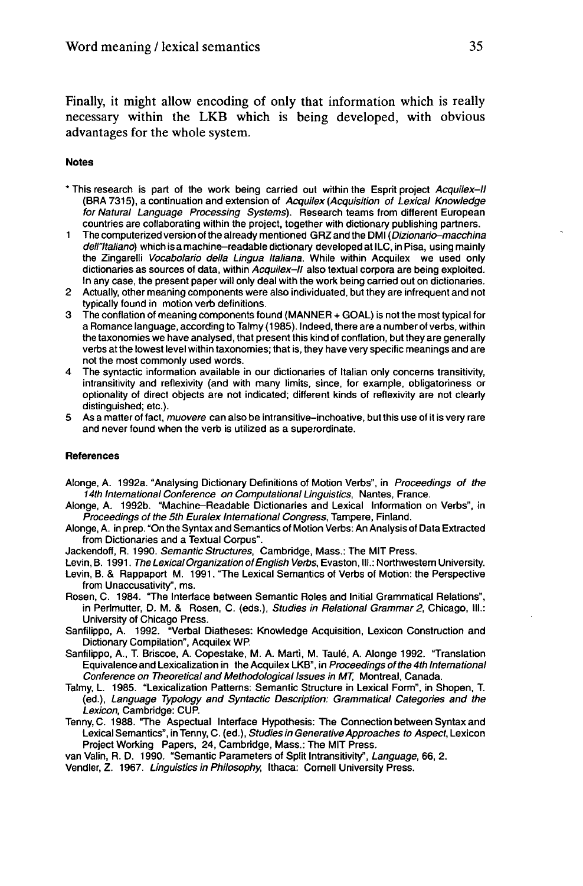Finally, it might allow encoding of only that information which is really necessary within the LKB which is being developed, with obvious advantages for the whole system.

#### Notes

\* This research is part of the work being carried out within the Esprit project *Acquilex–II* (BRA 7315), a continuation and extension of *Acquilex* (*Acquisition of Lexical Knowledge for Natural Language Processing Systems*). Research teams from different European countries are collaborating within the project, together with dictionary publishing partners.

1. The computerized version of the already mentioned GRZ and the DMI (*Dizionario–macchina dell"Italiano*) which is a machine–readable dictionary developed at ILC, in Pisa, using mainly the Zingarelli *Vocabolario della Lingua Italiana*. While within Acquilex we used only dictionaries as sources of data, within *Acquilex–II* also textual corpora are being exploited. In any case, the present paper will only deal with the work being carried out on dictionaries.
2. Actually, other meaning components were also individuated, but they are infrequent and not typically found in motion verb definitions.
3. The conflation of meaning components found (MANNER + GOAL) is not the most typical for a Romance language, according to Talmy (1985). Indeed, there are a number of verbs, within the taxonomies we have analysed, that present this kind of conflation, but they are generally verbs at the lowest level within taxonomies; that is, they have very specific meanings and are not the most commonly used words.
4. The syntactic information available in our dictionaries of Italian only concerns transitivity, intransitivity and reflexivity (and with many limits, since, for example, obligatoriness or optionality of direct objects are not indicated; different kinds of reflexivity are not clearly distinguished; etc.).
5. As a matter of fact, *muovere* can also be intransitive–inchoative, but this use of it is very rare and never found when the verb is utilized as a superordinate.

#### References

Alonge, A. 1992a. "Analysing Dictionary Definitions of Motion Verbs", in *Proceedings of the 14th International Conference on Computational Linguistics*, Nantes, France.

Alonge, A. 1992b. "Machine–Readable Dictionaries and Lexical Information on Verbs", in *Proceedings of the 5th Euralex International Congress*, Tampere, Finland.

Alonge, A. in prep. "On the Syntax and Semantics of Motion Verbs: An Analysis of Data Extracted from Dictionaries and a Textual Corpus".

Jackendoff, R. 1990. *Semantic Structures*, Cambridge, Mass.: The MIT Press.

Levin, B. 1991. *The Lexical Organization of English Verbs*, Evaston, Ill.: Northwestern University.

Levin, B. & Rappaport M. 1991. "The Lexical Semantics of Verbs of Motion: the Perspective from Unaccusativity", ms.

Rosen, C. 1984. "The Interface between Semantic Roles and Initial Grammatical Relations", in Perlmutter, D. M. & Rosen, C. (eds.), *Studies in Relational Grammar 2*, Chicago, Ill.: University of Chicago Press.

Sanfilippo, A. 1992. "Verbal Diatheses: Knowledge Acquisition, Lexicon Construction and Dictionary Compilation", Acquilex WP.

Sanfilippo, A., T. Briscoe, A. Copestake, M. A. Martí, M. Taulé, A. Alonge 1992. "Translation Equivalence and Lexicalization in the Acquilex LKB", in *Proceedings of the 4th International Conference on Theoretical and Methodological Issues in MT*, Montreal, Canada.

Talmy, L. 1985. "Lexicalization Patterns: Semantic Structure in Lexical Form", in Shopen, T. (ed.), *Language Typology and Syntactic Description: Grammatical Categories and the Lexicon*, Cambridge: CUP.

Tenny, C. 1988. "The Aspectual Interface Hypothesis: The Connection between Syntax and Lexical Semantics", in Tenny, C. (ed.), *Studies in Generative Approaches to Aspect*, Lexicon Project Working Papers, 24, Cambridge, Mass.: The MIT Press.

van Valin, R. D. 1990. "Semantic Parameters of Split Intransitivity", *Language*, 66, 2.

Vendler, Z. 1967. *Linguistics in Philosophy*, Ithaca: Cornell University Press.